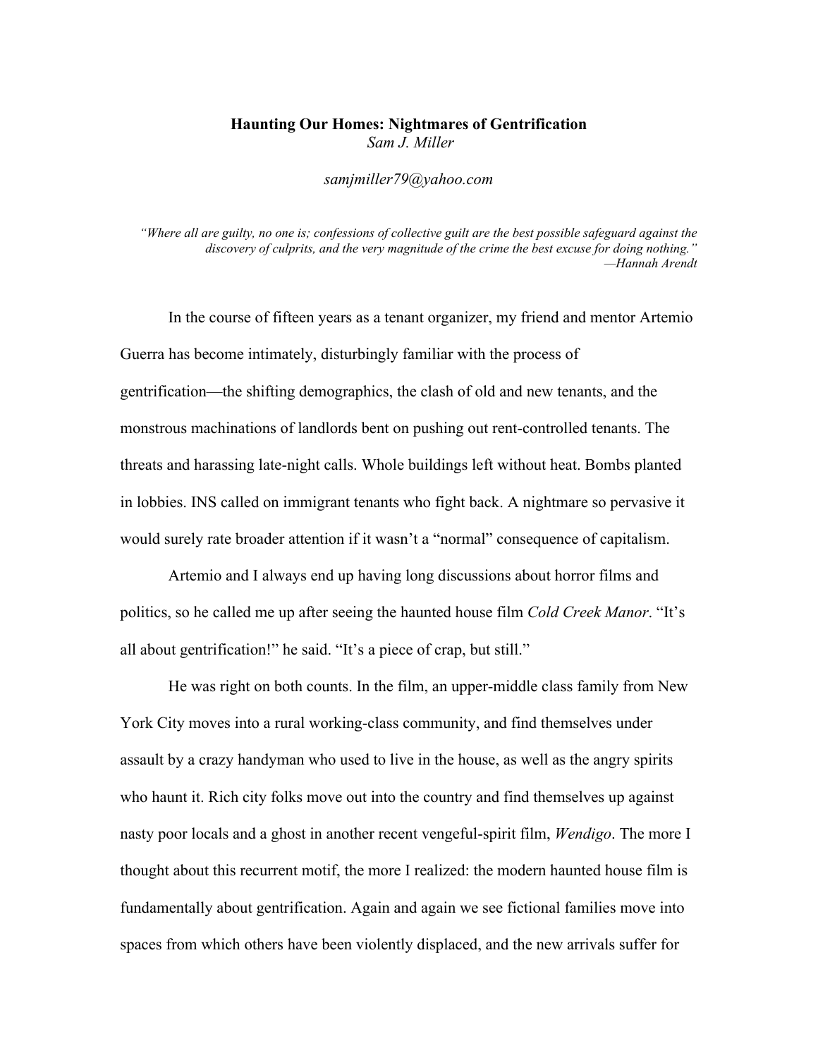# Haunting Our Homes: Nightmares of Gentrification

*Sam J. Miller*

*samjmiller79@yahoo.com*

> *"Where all are guilty, no one is; confessions of collective guilt are the best possible safeguard against the discovery of culprits, and the very magnitude of the crime the best excuse for doing nothing."*
> *—Hannah Arendt*

In the course of fifteen years as a tenant organizer, my friend and mentor Artemio Guerra has become intimately, disturbingly familiar with the process of gentrification—the shifting demographics, the clash of old and new tenants, and the monstrous machinations of landlords bent on pushing out rent-controlled tenants. The threats and harassing late-night calls. Whole buildings left without heat. Bombs planted in lobbies. INS called on immigrant tenants who fight back. A nightmare so pervasive it would surely rate broader attention if it wasn't a "normal" consequence of capitalism.

Artemio and I always end up having long discussions about horror films and politics, so he called me up after seeing the haunted house film *Cold Creek Manor*. "It's all about gentrification!" he said. "It's a piece of crap, but still."

He was right on both counts. In the film, an upper-middle class family from New York City moves into a rural working-class community, and find themselves under assault by a crazy handyman who used to live in the house, as well as the angry spirits who haunt it. Rich city folks move out into the country and find themselves up against nasty poor locals and a ghost in another recent vengeful-spirit film, *Wendigo*. The more I thought about this recurrent motif, the more I realized: the modern haunted house film is fundamentally about gentrification. Again and again we see fictional families move into spaces from which others have been violently displaced, and the new arrivals suffer for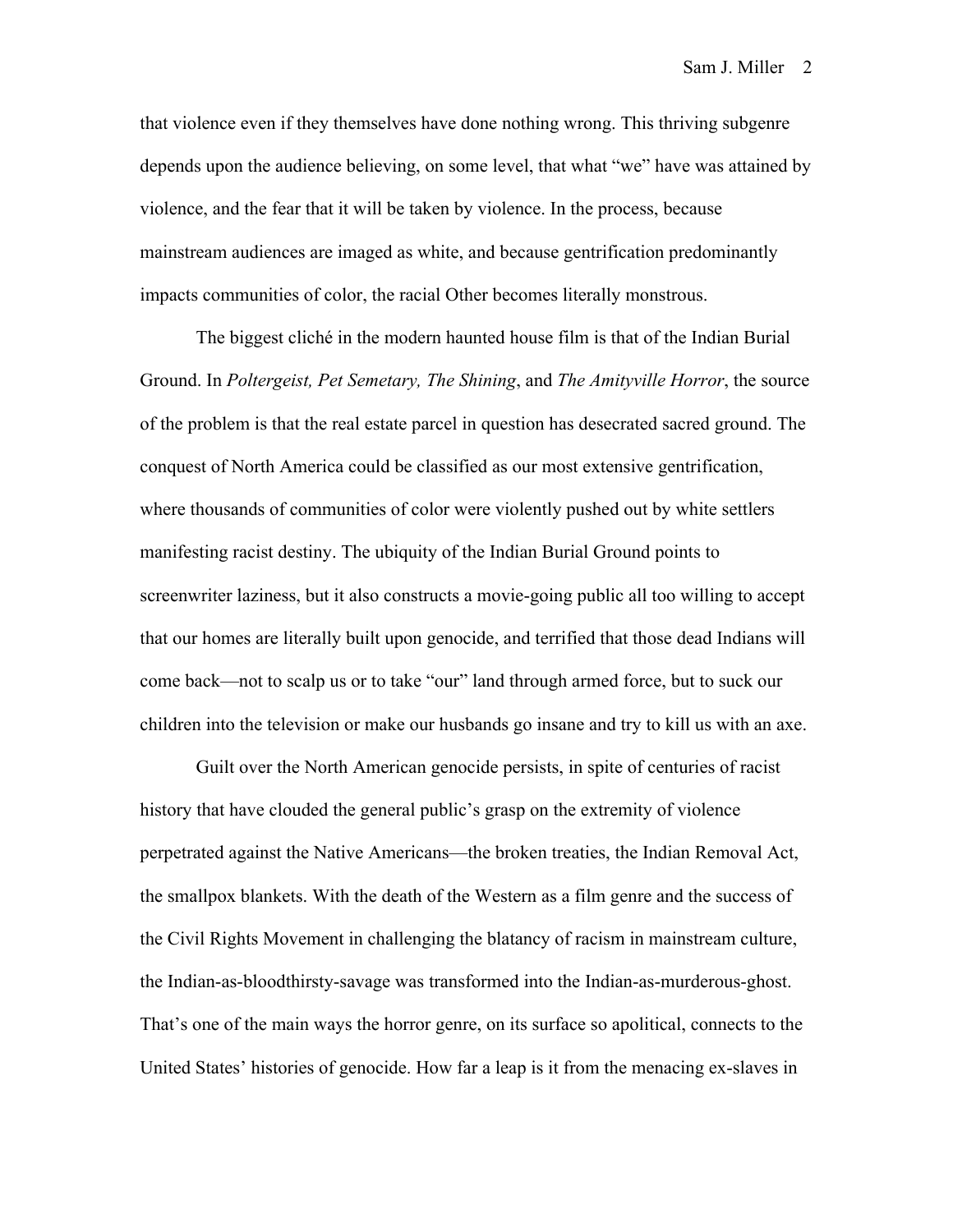that violence even if they themselves have done nothing wrong. This thriving subgenre depends upon the audience believing, on some level, that what "we" have was attained by violence, and the fear that it will be taken by violence. In the process, because mainstream audiences are imaged as white, and because gentrification predominantly impacts communities of color, the racial Other becomes literally monstrous.

The biggest cliché in the modern haunted house film is that of the Indian Burial Ground. In *Poltergeist, Pet Semetary, The Shining*, and *The Amityville Horror*, the source of the problem is that the real estate parcel in question has desecrated sacred ground. The conquest of North America could be classified as our most extensive gentrification, where thousands of communities of color were violently pushed out by white settlers manifesting racist destiny. The ubiquity of the Indian Burial Ground points to screenwriter laziness, but it also constructs a movie-going public all too willing to accept that our homes are literally built upon genocide, and terrified that those dead Indians will come back—not to scalp us or to take "our" land through armed force, but to suck our children into the television or make our husbands go insane and try to kill us with an axe.

Guilt over the North American genocide persists, in spite of centuries of racist history that have clouded the general public's grasp on the extremity of violence perpetrated against the Native Americans—the broken treaties, the Indian Removal Act, the smallpox blankets. With the death of the Western as a film genre and the success of the Civil Rights Movement in challenging the blatancy of racism in mainstream culture, the Indian-as-bloodthirsty-savage was transformed into the Indian-as-murderous-ghost. That's one of the main ways the horror genre, on its surface so apolitical, connects to the United States' histories of genocide. How far a leap is it from the menacing ex-slaves in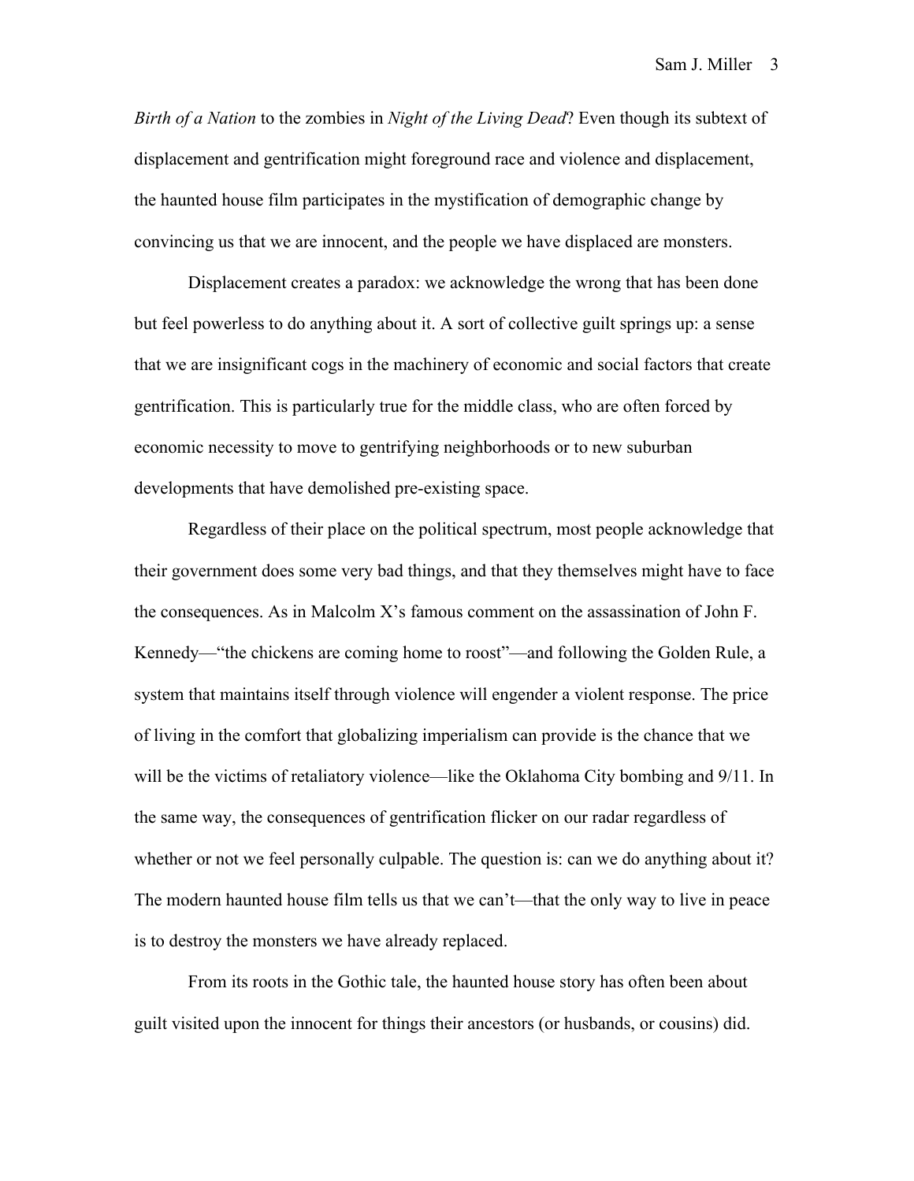*Birth of a Nation* to the zombies in *Night of the Living Dead*? Even though its subtext of displacement and gentrification might foreground race and violence and displacement, the haunted house film participates in the mystification of demographic change by convincing us that we are innocent, and the people we have displaced are monsters.

Displacement creates a paradox: we acknowledge the wrong that has been done but feel powerless to do anything about it. A sort of collective guilt springs up: a sense that we are insignificant cogs in the machinery of economic and social factors that create gentrification. This is particularly true for the middle class, who are often forced by economic necessity to move to gentrifying neighborhoods or to new suburban developments that have demolished pre-existing space.

Regardless of their place on the political spectrum, most people acknowledge that their government does some very bad things, and that they themselves might have to face the consequences. As in Malcolm X's famous comment on the assassination of John F. Kennedy—"the chickens are coming home to roost"—and following the Golden Rule, a system that maintains itself through violence will engender a violent response. The price of living in the comfort that globalizing imperialism can provide is the chance that we will be the victims of retaliatory violence—like the Oklahoma City bombing and 9/11. In the same way, the consequences of gentrification flicker on our radar regardless of whether or not we feel personally culpable. The question is: can we do anything about it? The modern haunted house film tells us that we can't—that the only way to live in peace is to destroy the monsters we have already replaced.

From its roots in the Gothic tale, the haunted house story has often been about guilt visited upon the innocent for things their ancestors (or husbands, or cousins) did.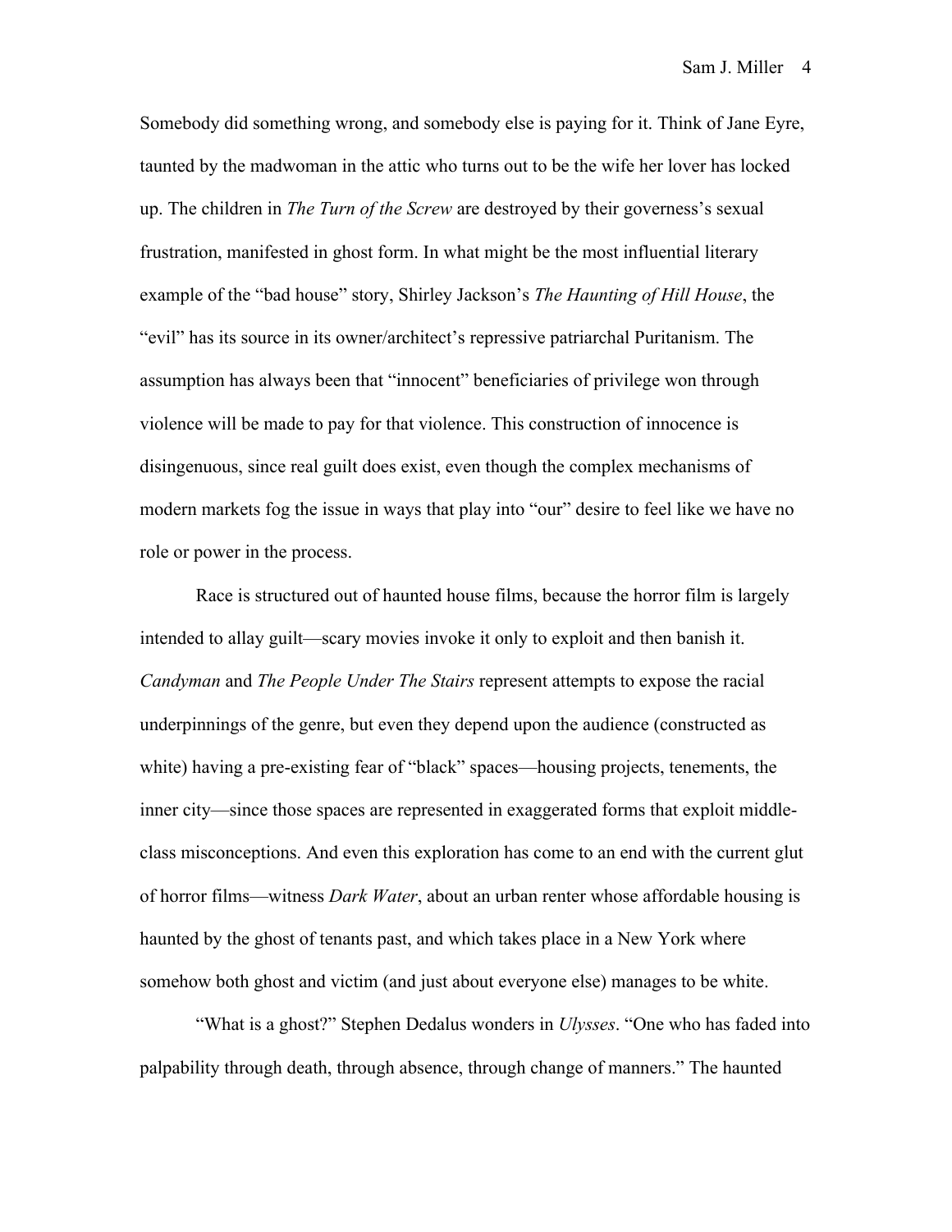Somebody did something wrong, and somebody else is paying for it. Think of Jane Eyre, taunted by the madwoman in the attic who turns out to be the wife her lover has locked up. The children in *The Turn of the Screw* are destroyed by their governess's sexual frustration, manifested in ghost form. In what might be the most influential literary example of the "bad house" story, Shirley Jackson's *The Haunting of Hill House*, the "evil" has its source in its owner/architect's repressive patriarchal Puritanism. The assumption has always been that "innocent" beneficiaries of privilege won through violence will be made to pay for that violence. This construction of innocence is disingenuous, since real guilt does exist, even though the complex mechanisms of modern markets fog the issue in ways that play into "our" desire to feel like we have no role or power in the process.

Race is structured out of haunted house films, because the horror film is largely intended to allay guilt—scary movies invoke it only to exploit and then banish it. *Candyman* and *The People Under The Stairs* represent attempts to expose the racial underpinnings of the genre, but even they depend upon the audience (constructed as white) having a pre-existing fear of "black" spaces—housing projects, tenements, the inner city—since those spaces are represented in exaggerated forms that exploit middle-class misconceptions. And even this exploration has come to an end with the current glut of horror films—witness *Dark Water*, about an urban renter whose affordable housing is haunted by the ghost of tenants past, and which takes place in a New York where somehow both ghost and victim (and just about everyone else) manages to be white.

"What is a ghost?" Stephen Dedalus wonders in *Ulysses*. "One who has faded into palpability through death, through absence, through change of manners." The haunted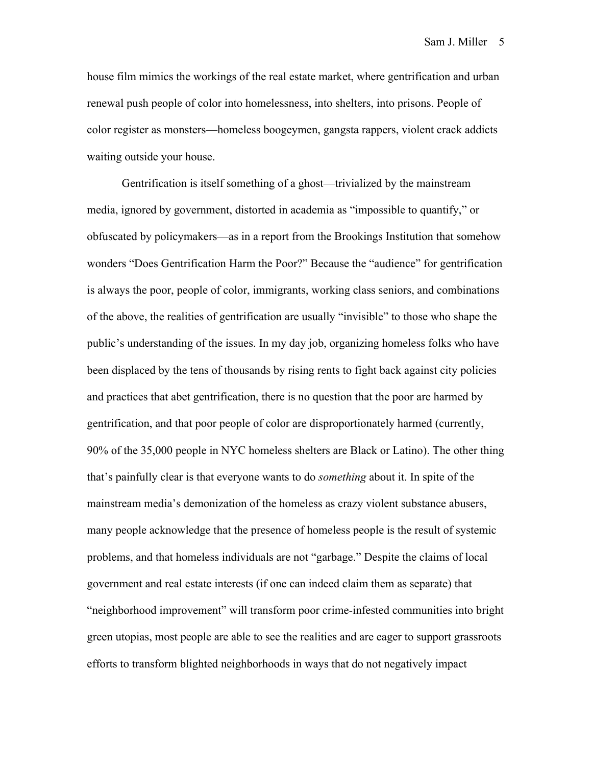house film mimics the workings of the real estate market, where gentrification and urban renewal push people of color into homelessness, into shelters, into prisons. People of color register as monsters—homeless boogeymen, gangsta rappers, violent crack addicts waiting outside your house.

Gentrification is itself something of a ghost—trivialized by the mainstream media, ignored by government, distorted in academia as "impossible to quantify," or obfuscated by policymakers—as in a report from the Brookings Institution that somehow wonders "Does Gentrification Harm the Poor?" Because the "audience" for gentrification is always the poor, people of color, immigrants, working class seniors, and combinations of the above, the realities of gentrification are usually "invisible" to those who shape the public's understanding of the issues. In my day job, organizing homeless folks who have been displaced by the tens of thousands by rising rents to fight back against city policies and practices that abet gentrification, there is no question that the poor are harmed by gentrification, and that poor people of color are disproportionately harmed (currently, 90% of the 35,000 people in NYC homeless shelters are Black or Latino). The other thing that's painfully clear is that everyone wants to do *something* about it. In spite of the mainstream media's demonization of the homeless as crazy violent substance abusers, many people acknowledge that the presence of homeless people is the result of systemic problems, and that homeless individuals are not "garbage." Despite the claims of local government and real estate interests (if one can indeed claim them as separate) that "neighborhood improvement" will transform poor crime-infested communities into bright green utopias, most people are able to see the realities and are eager to support grassroots efforts to transform blighted neighborhoods in ways that do not negatively impact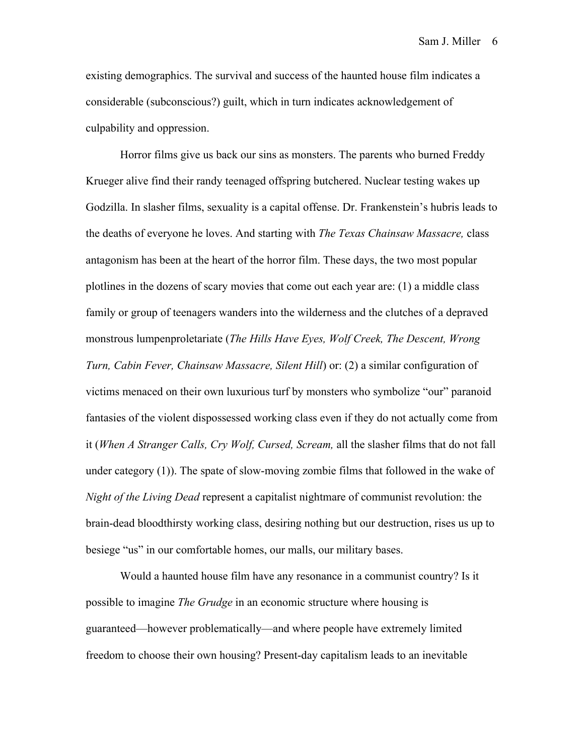existing demographics. The survival and success of the haunted house film indicates a considerable (subconscious?) guilt, which in turn indicates acknowledgement of culpability and oppression.

Horror films give us back our sins as monsters. The parents who burned Freddy Krueger alive find their randy teenaged offspring butchered. Nuclear testing wakes up Godzilla. In slasher films, sexuality is a capital offense. Dr. Frankenstein's hubris leads to the deaths of everyone he loves. And starting with *The Texas Chainsaw Massacre,* class antagonism has been at the heart of the horror film. These days, the two most popular plotlines in the dozens of scary movies that come out each year are: (1) a middle class family or group of teenagers wanders into the wilderness and the clutches of a depraved monstrous lumpenproletariate (*The Hills Have Eyes, Wolf Creek, The Descent, Wrong Turn, Cabin Fever, Chainsaw Massacre, Silent Hill*) or: (2) a similar configuration of victims menaced on their own luxurious turf by monsters who symbolize "our" paranoid fantasies of the violent dispossessed working class even if they do not actually come from it (*When A Stranger Calls, Cry Wolf, Cursed, Scream,* all the slasher films that do not fall under category (1)). The spate of slow-moving zombie films that followed in the wake of *Night of the Living Dead* represent a capitalist nightmare of communist revolution: the brain-dead bloodthirsty working class, desiring nothing but our destruction, rises us up to besiege "us" in our comfortable homes, our malls, our military bases.

Would a haunted house film have any resonance in a communist country? Is it possible to imagine *The Grudge* in an economic structure where housing is guaranteed—however problematically—and where people have extremely limited freedom to choose their own housing? Present-day capitalism leads to an inevitable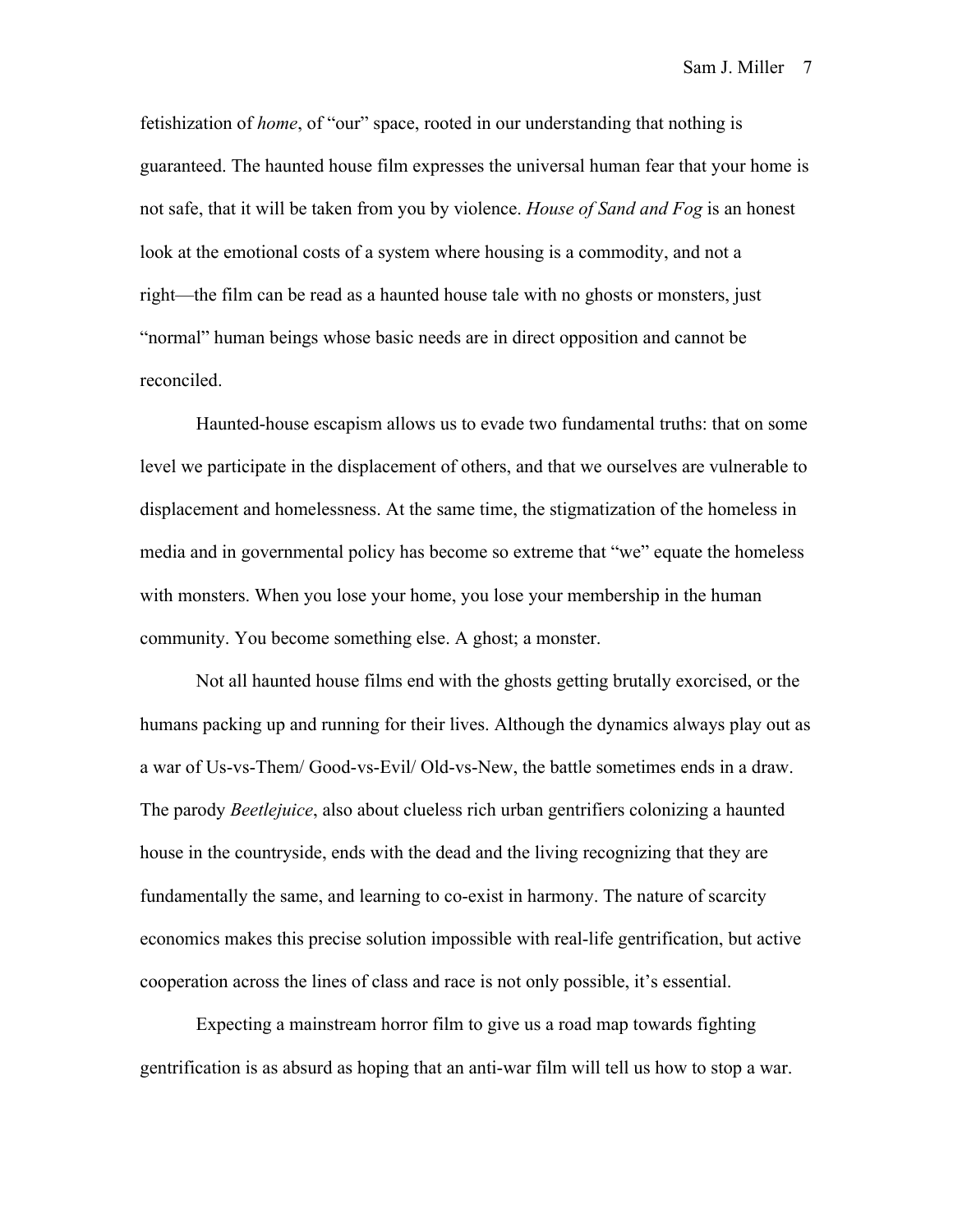fetishization of *home*, of "our" space, rooted in our understanding that nothing is guaranteed. The haunted house film expresses the universal human fear that your home is not safe, that it will be taken from you by violence. *House of Sand and Fog* is an honest look at the emotional costs of a system where housing is a commodity, and not a right—the film can be read as a haunted house tale with no ghosts or monsters, just "normal" human beings whose basic needs are in direct opposition and cannot be reconciled.

Haunted-house escapism allows us to evade two fundamental truths: that on some level we participate in the displacement of others, and that we ourselves are vulnerable to displacement and homelessness. At the same time, the stigmatization of the homeless in media and in governmental policy has become so extreme that "we" equate the homeless with monsters. When you lose your home, you lose your membership in the human community. You become something else. A ghost; a monster.

Not all haunted house films end with the ghosts getting brutally exorcised, or the humans packing up and running for their lives. Although the dynamics always play out as a war of Us-vs-Them/ Good-vs-Evil/ Old-vs-New, the battle sometimes ends in a draw. The parody *Beetlejuice*, also about clueless rich urban gentrifiers colonizing a haunted house in the countryside, ends with the dead and the living recognizing that they are fundamentally the same, and learning to co-exist in harmony. The nature of scarcity economics makes this precise solution impossible with real-life gentrification, but active cooperation across the lines of class and race is not only possible, it's essential.

Expecting a mainstream horror film to give us a road map towards fighting gentrification is as absurd as hoping that an anti-war film will tell us how to stop a war.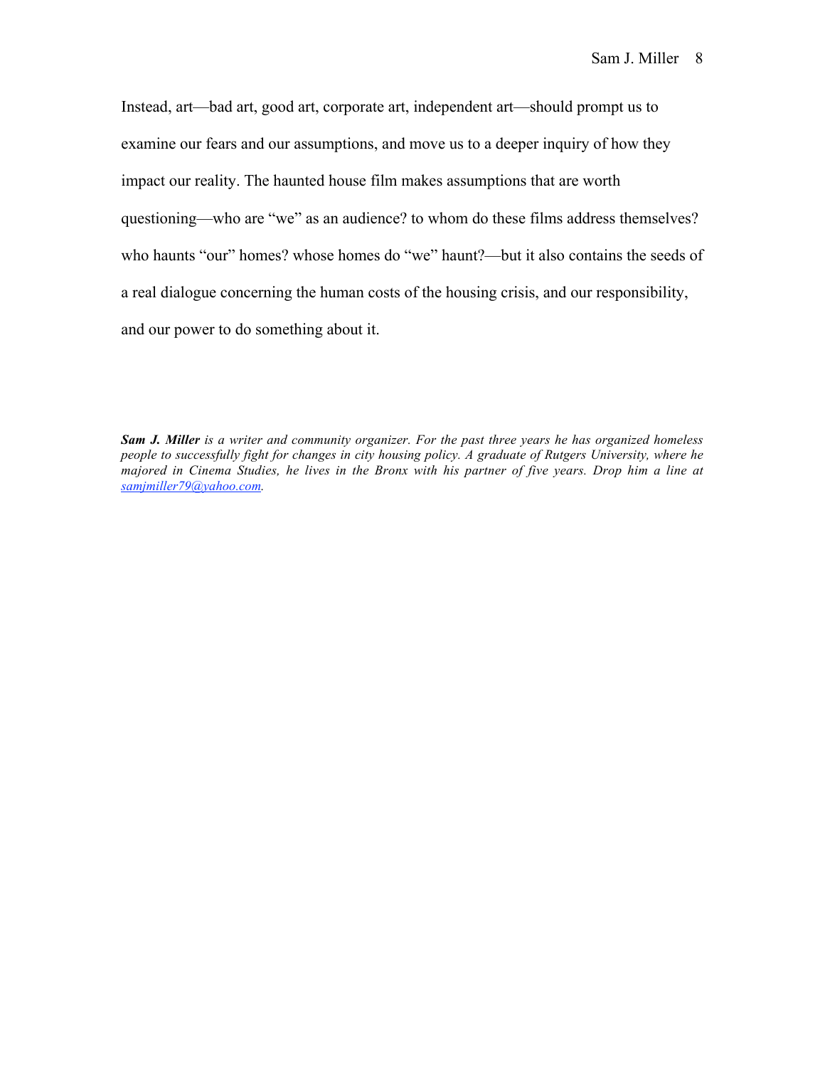Instead, art—bad art, good art, corporate art, independent art—should prompt us to examine our fears and our assumptions, and move us to a deeper inquiry of how they impact our reality. The haunted house film makes assumptions that are worth questioning—who are "we" as an audience? to whom do these films address themselves? who haunts "our" homes? whose homes do "we" haunt?—but it also contains the seeds of a real dialogue concerning the human costs of the housing crisis, and our responsibility, and our power to do something about it.

***Sam J. Miller*** *is a writer and community organizer. For the past three years he has organized homeless people to successfully fight for changes in city housing policy. A graduate of Rutgers University, where he majored in Cinema Studies, he lives in the Bronx with his partner of five years. Drop him a line at [samjmiller79@yahoo.com](mailto:samjmiller79@yahoo.com).*